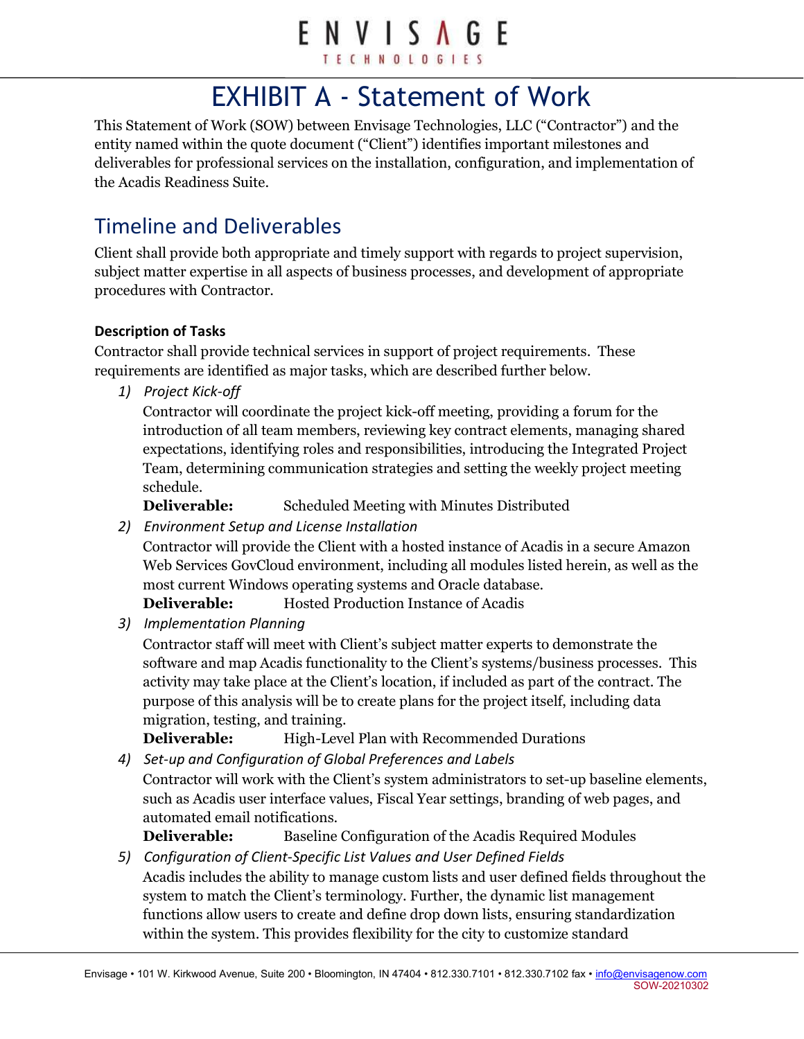# EXHIBIT A - Statement of Work

This Statement of Work (SOW) between Envisage Technologies, LLC ("Contractor") and the entity named within the quote document ("Client") identifies important milestones and deliverables for professional services on the installation, configuration, and implementation of the Acadis Readiness Suite.

## Timeline and Deliverables

Client shall provide both appropriate and timely support with regards to project supervision, subject matter expertise in all aspects of business processes, and development of appropriate procedures with Contractor.

### Description of Tasks

Contractor shall provide technical services in support of project requirements. These requirements are identified as major tasks, which are described further below.

1) *Project Kick-off*

   Contractor will coordinate the project kick-off meeting, providing a forum for the introduction of all team members, reviewing key contract elements, managing shared expectations, identifying roles and responsibilities, introducing the Integrated Project Team, determining communication strategies and setting the weekly project meeting schedule.

   **Deliverable:** Scheduled Meeting with Minutes Distributed

2) *Environment Setup and License Installation*

   Contractor will provide the Client with a hosted instance of Acadis in a secure Amazon Web Services GovCloud environment, including all modules listed herein, as well as the most current Windows operating systems and Oracle database.

   **Deliverable:** Hosted Production Instance of Acadis

3) *Implementation Planning*

   Contractor staff will meet with Client's subject matter experts to demonstrate the software and map Acadis functionality to the Client's systems/business processes. This activity may take place at the Client's location, if included as part of the contract. The purpose of this analysis will be to create plans for the project itself, including data migration, testing, and training.

   **Deliverable:** High-Level Plan with Recommended Durations

4) *Set-up and Configuration of Global Preferences and Labels*

   Contractor will work with the Client's system administrators to set-up baseline elements, such as Acadis user interface values, Fiscal Year settings, branding of web pages, and automated email notifications.

   **Deliverable:** Baseline Configuration of the Acadis Required Modules

5) *Configuration of Client-Specific List Values and User Defined Fields*

   Acadis includes the ability to manage custom lists and user defined fields throughout the system to match the Client's terminology. Further, the dynamic list management functions allow users to create and define drop down lists, ensuring standardization within the system. This provides flexibility for the city to customize standard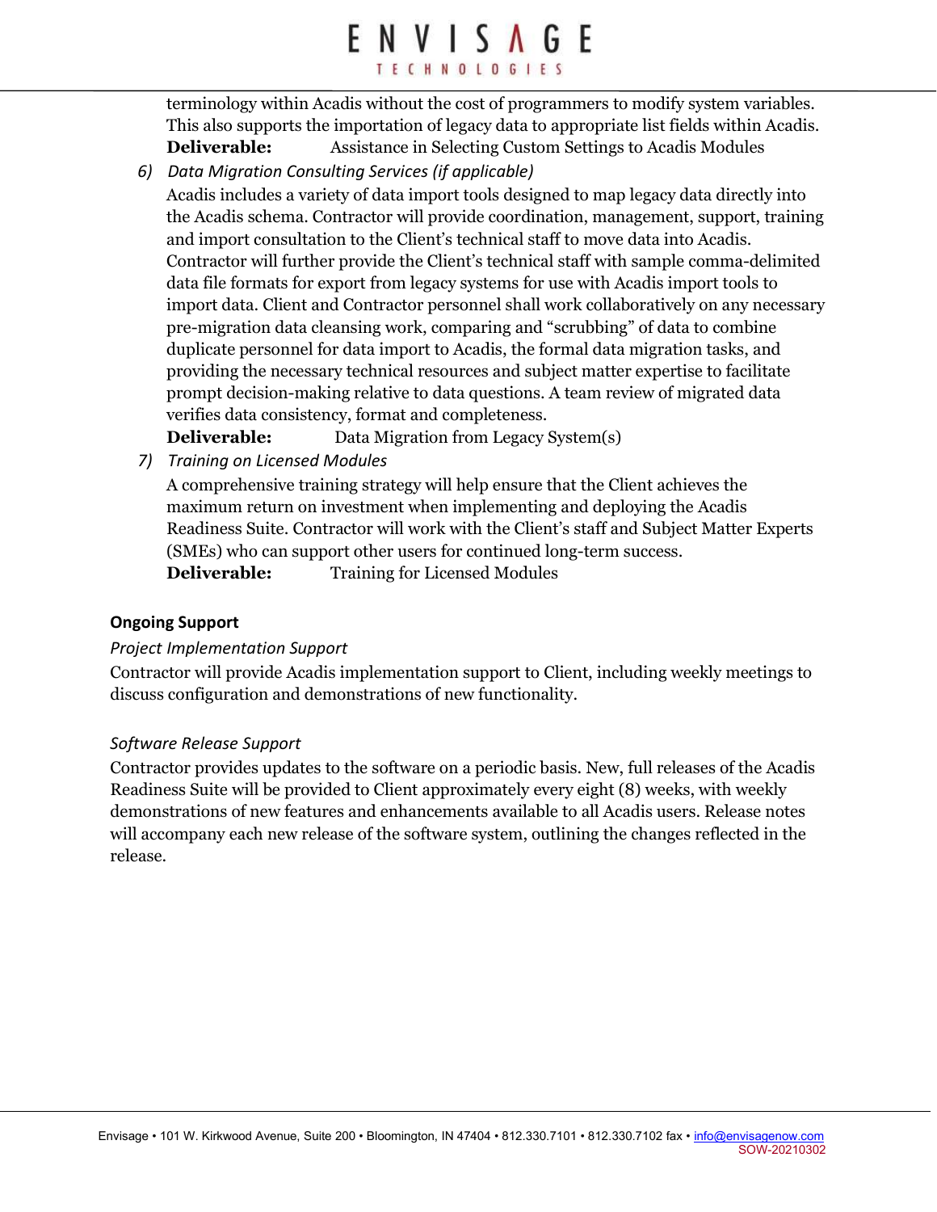terminology within Acadis without the cost of programmers to modify system variables. This also supports the importation of legacy data to appropriate list fields within Acadis.
**Deliverable:** Assistance in Selecting Custom Settings to Acadis Modules

6) *Data Migration Consulting Services (if applicable)*

   Acadis includes a variety of data import tools designed to map legacy data directly into the Acadis schema. Contractor will provide coordination, management, support, training and import consultation to the Client's technical staff to move data into Acadis. Contractor will further provide the Client's technical staff with sample comma-delimited data file formats for export from legacy systems for use with Acadis import tools to import data. Client and Contractor personnel shall work collaboratively on any necessary pre-migration data cleansing work, comparing and "scrubbing" of data to combine duplicate personnel for data import to Acadis, the formal data migration tasks, and providing the necessary technical resources and subject matter expertise to facilitate prompt decision-making relative to data questions. A team review of migrated data verifies data consistency, format and completeness.
   **Deliverable:** Data Migration from Legacy System(s)

7) *Training on Licensed Modules*

   A comprehensive training strategy will help ensure that the Client achieves the maximum return on investment when implementing and deploying the Acadis Readiness Suite. Contractor will work with the Client's staff and Subject Matter Experts (SMEs) who can support other users for continued long-term success.
   **Deliverable:** Training for Licensed Modules

**Ongoing Support**

*Project Implementation Support*

Contractor will provide Acadis implementation support to Client, including weekly meetings to discuss configuration and demonstrations of new functionality.

*Software Release Support*

Contractor provides updates to the software on a periodic basis. New, full releases of the Acadis Readiness Suite will be provided to Client approximately every eight (8) weeks, with weekly demonstrations of new features and enhancements available to all Acadis users. Release notes will accompany each new release of the software system, outlining the changes reflected in the release.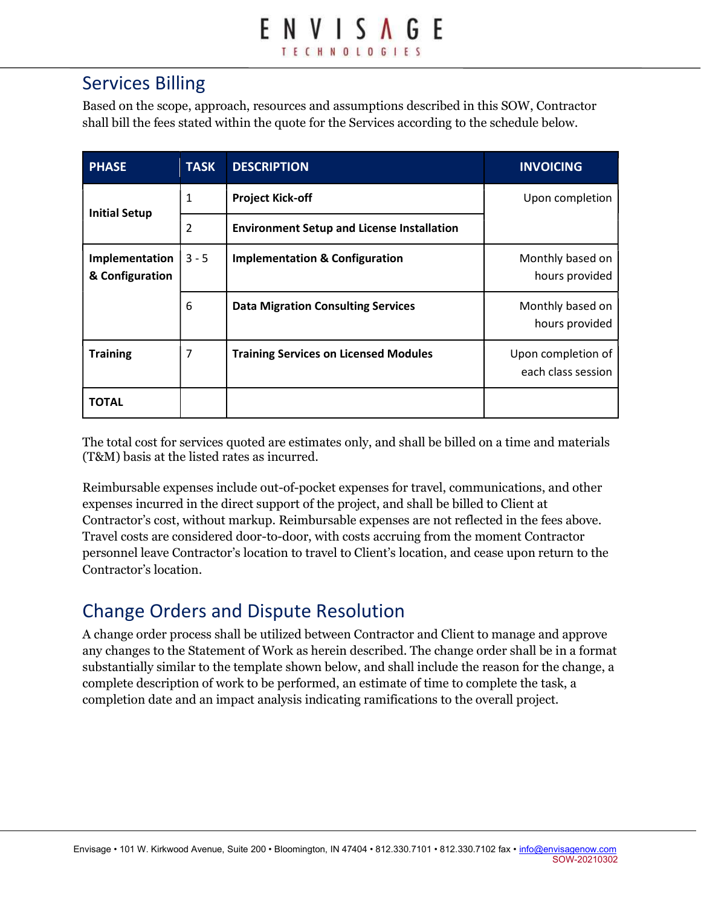## Services Billing

Based on the scope, approach, resources and assumptions described in this SOW, Contractor shall bill the fees stated within the quote for the Services according to the schedule below.

| PHASE | TASK | DESCRIPTION | INVOICING |
|---|---|---|---|
| **Initial Setup** | 1 | **Project Kick-off** | Upon completion |
| | 2 | **Environment Setup and License Installation** | |
| **Implementation & Configuration** | 3 - 5 | **Implementation & Configuration** | Monthly based on hours provided |
| | 6 | **Data Migration Consulting Services** | Monthly based on hours provided |
| **Training** | 7 | **Training Services on Licensed Modules** | Upon completion of each class session |
| **TOTAL** | | | |

The total cost for services quoted are estimates only, and shall be billed on a time and materials (T&M) basis at the listed rates as incurred.

Reimbursable expenses include out-of-pocket expenses for travel, communications, and other expenses incurred in the direct support of the project, and shall be billed to Client at Contractor's cost, without markup. Reimbursable expenses are not reflected in the fees above. Travel costs are considered door-to-door, with costs accruing from the moment Contractor personnel leave Contractor's location to travel to Client's location, and cease upon return to the Contractor's location.

## Change Orders and Dispute Resolution

A change order process shall be utilized between Contractor and Client to manage and approve any changes to the Statement of Work as herein described. The change order shall be in a format substantially similar to the template shown below, and shall include the reason for the change, a complete description of work to be performed, an estimate of time to complete the task, a completion date and an impact analysis indicating ramifications to the overall project.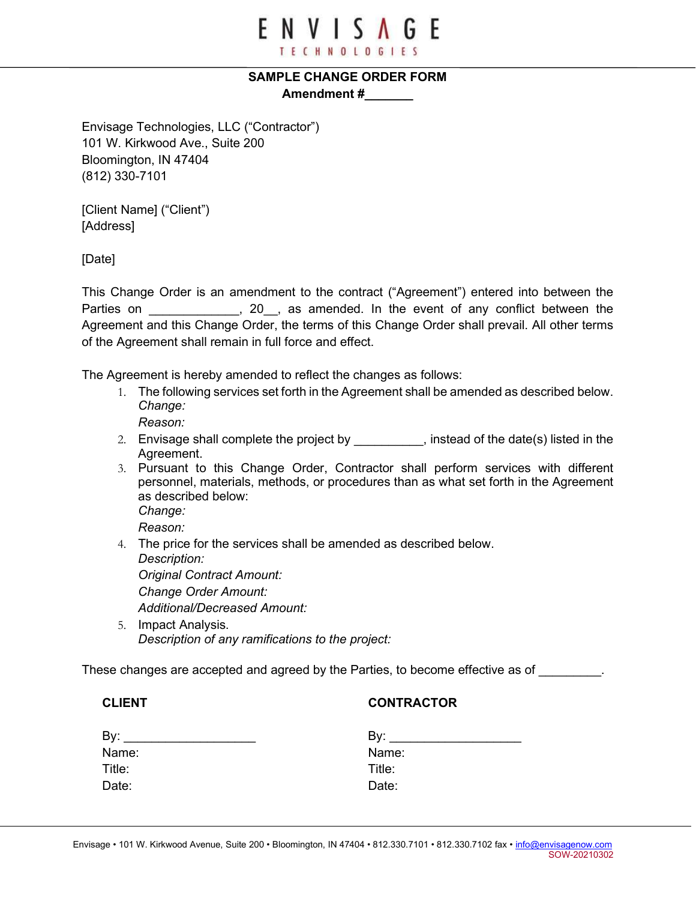ENVISAGE
TECHNOLOGIES

## SAMPLE CHANGE ORDER FORM
**Amendment #_______**

Envisage Technologies, LLC (“Contractor”)
101 W. Kirkwood Ave., Suite 200
Bloomington, IN 47404
(812) 330-7101

[Client Name] (“Client”)
[Address]

[Date]

This Change Order is an amendment to the contract (“Agreement”) entered into between the Parties on _____________, 20__, as amended. In the event of any conflict between the Agreement and this Change Order, the terms of this Change Order shall prevail. All other terms of the Agreement shall remain in full force and effect.

The Agreement is hereby amended to reflect the changes as follows:

1. The following services set forth in the Agreement shall be amended as described below.
   *Change:*
   *Reason:*
2. Envisage shall complete the project by __________, instead of the date(s) listed in the Agreement.
3. Pursuant to this Change Order, Contractor shall perform services with different personnel, materials, methods, or procedures than as what set forth in the Agreement as described below:
   *Change:*
   *Reason:*
4. The price for the services shall be amended as described below.
   *Description:*
   *Original Contract Amount:*
   *Change Order Amount:*
   *Additional/Decreased Amount:*
5. Impact Analysis.
   *Description of any ramifications to the project:*

These changes are accepted and agreed by the Parties, to become effective as of _________.

**CLIENT**

By: ___________________
Name:
Title:
Date:

**CONTRACTOR**

By: ___________________
Name:
Title:
Date:

Envisage • 101 W. Kirkwood Avenue, Suite 200 • Bloomington, IN 47404 • 812.330.7101 • 812.330.7102 fax • info@envisagenow.com
SOW-20210302